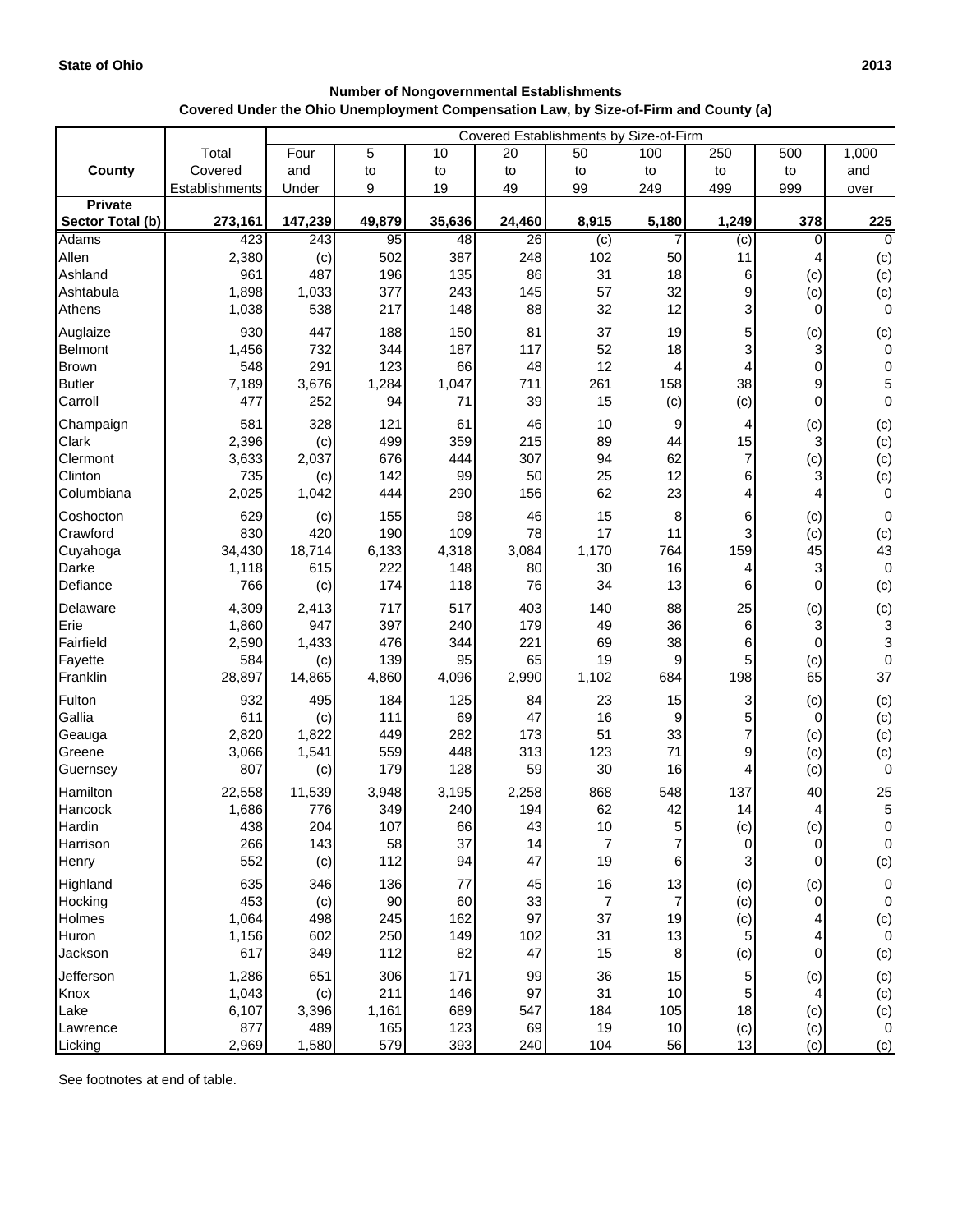**State of Ohio** **2013**

**Number of Nongovernmental Establishments**
**Covered Under the Ohio Unemployment Compensation Law, by Size-of-Firm and County (a)**

| County | Total Covered Establishments | Covered Establishments by Size-of-Firm | | | | | | | | |
|---|---|---|---|---|---|---|---|---|---|---|
| | | Four and Under | 5 to 9 | 10 to 19 | 20 to 49 | 50 to 99 | 100 to 249 | 250 to 499 | 500 to 999 | 1,000 and over |
| **Private Sector Total (b)** | **273,161** | **147,239** | **49,879** | **35,636** | **24,460** | **8,915** | **5,180** | **1,249** | **378** | **225** |
| Adams | 423 | 243 | 95 | 48 | 26 | (c) | 7 | (c) | 0 | 0 |
| Allen | 2,380 | (c) | 502 | 387 | 248 | 102 | 50 | 11 | 4 | (c) |
| Ashland | 961 | 487 | 196 | 135 | 86 | 31 | 18 | 6 | (c) | (c) |
| Ashtabula | 1,898 | 1,033 | 377 | 243 | 145 | 57 | 32 | 9 | (c) | (c) |
| Athens | 1,038 | 538 | 217 | 148 | 88 | 32 | 12 | 3 | 0 | 0 |
| Auglaize | 930 | 447 | 188 | 150 | 81 | 37 | 19 | 5 | (c) | (c) |
| Belmont | 1,456 | 732 | 344 | 187 | 117 | 52 | 18 | 3 | 3 | 0 |
| Brown | 548 | 291 | 123 | 66 | 48 | 12 | 4 | 4 | 0 | 0 |
| Butler | 7,189 | 3,676 | 1,284 | 1,047 | 711 | 261 | 158 | 38 | 9 | 5 |
| Carroll | 477 | 252 | 94 | 71 | 39 | 15 | (c) | (c) | 0 | 0 |
| Champaign | 581 | 328 | 121 | 61 | 46 | 10 | 9 | 4 | (c) | (c) |
| Clark | 2,396 | (c) | 499 | 359 | 215 | 89 | 44 | 15 | 3 | (c) |
| Clermont | 3,633 | 2,037 | 676 | 444 | 307 | 94 | 62 | 7 | (c) | (c) |
| Clinton | 735 | (c) | 142 | 99 | 50 | 25 | 12 | 6 | 3 | (c) |
| Columbiana | 2,025 | 1,042 | 444 | 290 | 156 | 62 | 23 | 4 | 4 | 0 |
| Coshocton | 629 | (c) | 155 | 98 | 46 | 15 | 8 | 6 | (c) | 0 |
| Crawford | 830 | 420 | 190 | 109 | 78 | 17 | 11 | 3 | (c) | (c) |
| Cuyahoga | 34,430 | 18,714 | 6,133 | 4,318 | 3,084 | 1,170 | 764 | 159 | 45 | 43 |
| Darke | 1,118 | 615 | 222 | 148 | 80 | 30 | 16 | 4 | 3 | 0 |
| Defiance | 766 | (c) | 174 | 118 | 76 | 34 | 13 | 6 | 0 | (c) |
| Delaware | 4,309 | 2,413 | 717 | 517 | 403 | 140 | 88 | 25 | (c) | (c) |
| Erie | 1,860 | 947 | 397 | 240 | 179 | 49 | 36 | 6 | 3 | 3 |
| Fairfield | 2,590 | 1,433 | 476 | 344 | 221 | 69 | 38 | 6 | 0 | 3 |
| Fayette | 584 | (c) | 139 | 95 | 65 | 19 | 9 | 5 | (c) | 0 |
| Franklin | 28,897 | 14,865 | 4,860 | 4,096 | 2,990 | 1,102 | 684 | 198 | 65 | 37 |
| Fulton | 932 | 495 | 184 | 125 | 84 | 23 | 15 | 3 | (c) | (c) |
| Gallia | 611 | (c) | 111 | 69 | 47 | 16 | 9 | 5 | 0 | (c) |
| Geauga | 2,820 | 1,822 | 449 | 282 | 173 | 51 | 33 | 7 | (c) | (c) |
| Greene | 3,066 | 1,541 | 559 | 448 | 313 | 123 | 71 | 9 | (c) | (c) |
| Guernsey | 807 | (c) | 179 | 128 | 59 | 30 | 16 | 4 | (c) | 0 |
| Hamilton | 22,558 | 11,539 | 3,948 | 3,195 | 2,258 | 868 | 548 | 137 | 40 | 25 |
| Hancock | 1,686 | 776 | 349 | 240 | 194 | 62 | 42 | 14 | 4 | 5 |
| Hardin | 438 | 204 | 107 | 66 | 43 | 10 | 5 | (c) | (c) | 0 |
| Harrison | 266 | 143 | 58 | 37 | 14 | 7 | 7 | 0 | 0 | 0 |
| Henry | 552 | (c) | 112 | 94 | 47 | 19 | 6 | 3 | 0 | (c) |
| Highland | 635 | 346 | 136 | 77 | 45 | 16 | 13 | (c) | (c) | 0 |
| Hocking | 453 | (c) | 90 | 60 | 33 | 7 | 7 | (c) | 0 | 0 |
| Holmes | 1,064 | 498 | 245 | 162 | 97 | 37 | 19 | (c) | 4 | (c) |
| Huron | 1,156 | 602 | 250 | 149 | 102 | 31 | 13 | 5 | 4 | 0 |
| Jackson | 617 | 349 | 112 | 82 | 47 | 15 | 8 | (c) | 0 | (c) |
| Jefferson | 1,286 | 651 | 306 | 171 | 99 | 36 | 15 | 5 | (c) | (c) |
| Knox | 1,043 | (c) | 211 | 146 | 97 | 31 | 10 | 5 | 4 | (c) |
| Lake | 6,107 | 3,396 | 1,161 | 689 | 547 | 184 | 105 | 18 | (c) | (c) |
| Lawrence | 877 | 489 | 165 | 123 | 69 | 19 | 10 | (c) | (c) | 0 |
| Licking | 2,969 | 1,580 | 579 | 393 | 240 | 104 | 56 | 13 | (c) | (c) |

See footnotes at end of table.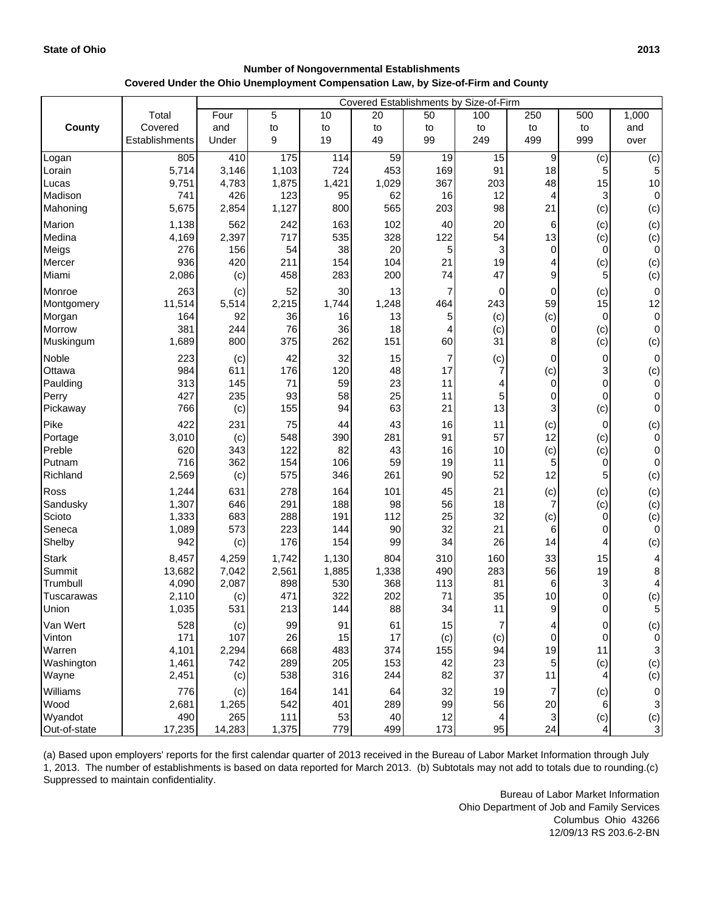**State of Ohio** **2013**

**Number of Nongovernmental Establishments**
**Covered Under the Ohio Unemployment Compensation Law, by Size-of-Firm and County**

| | | Covered Establishments by Size-of-Firm | | | | | | | | |
|---|---|---|---|---|---|---|---|---|---|---|
| **County** | Total Covered Establishments | Four and Under | 5 to 9 | 10 to 19 | 20 to 49 | 50 to 99 | 100 to 249 | 250 to 499 | 500 to 999 | 1,000 and over |
| Logan | 805 | 410 | 175 | 114 | 59 | 19 | 15 | 9 | (c) | (c) |
| Lorain | 5,714 | 3,146 | 1,103 | 724 | 453 | 169 | 91 | 18 | 5 | 5 |
| Lucas | 9,751 | 4,783 | 1,875 | 1,421 | 1,029 | 367 | 203 | 48 | 15 | 10 |
| Madison | 741 | 426 | 123 | 95 | 62 | 16 | 12 | 4 | 3 | 0 |
| Mahoning | 5,675 | 2,854 | 1,127 | 800 | 565 | 203 | 98 | 21 | (c) | (c) |
| Marion | 1,138 | 562 | 242 | 163 | 102 | 40 | 20 | 6 | (c) | (c) |
| Medina | 4,169 | 2,397 | 717 | 535 | 328 | 122 | 54 | 13 | (c) | (c) |
| Meigs | 276 | 156 | 54 | 38 | 20 | 5 | 3 | 0 | 0 | 0 |
| Mercer | 936 | 420 | 211 | 154 | 104 | 21 | 19 | 4 | (c) | (c) |
| Miami | 2,086 | (c) | 458 | 283 | 200 | 74 | 47 | 9 | 5 | (c) |
| Monroe | 263 | (c) | 52 | 30 | 13 | 7 | 0 | 0 | (c) | 0 |
| Montgomery | 11,514 | 5,514 | 2,215 | 1,744 | 1,248 | 464 | 243 | 59 | 15 | 12 |
| Morgan | 164 | 92 | 36 | 16 | 13 | 5 | (c) | (c) | 0 | 0 |
| Morrow | 381 | 244 | 76 | 36 | 18 | 4 | (c) | 0 | (c) | 0 |
| Muskingum | 1,689 | 800 | 375 | 262 | 151 | 60 | 31 | 8 | (c) | (c) |
| Noble | 223 | (c) | 42 | 32 | 15 | 7 | (c) | 0 | 0 | 0 |
| Ottawa | 984 | 611 | 176 | 120 | 48 | 17 | 7 | (c) | 3 | (c) |
| Paulding | 313 | 145 | 71 | 59 | 23 | 11 | 4 | 0 | 0 | 0 |
| Perry | 427 | 235 | 93 | 58 | 25 | 11 | 5 | 0 | 0 | 0 |
| Pickaway | 766 | (c) | 155 | 94 | 63 | 21 | 13 | 3 | (c) | 0 |
| Pike | 422 | 231 | 75 | 44 | 43 | 16 | 11 | (c) | 0 | (c) |
| Portage | 3,010 | (c) | 548 | 390 | 281 | 91 | 57 | 12 | (c) | 0 |
| Preble | 620 | 343 | 122 | 82 | 43 | 16 | 10 | (c) | (c) | 0 |
| Putnam | 716 | 362 | 154 | 106 | 59 | 19 | 11 | 5 | 0 | 0 |
| Richland | 2,569 | (c) | 575 | 346 | 261 | 90 | 52 | 12 | 5 | (c) |
| Ross | 1,244 | 631 | 278 | 164 | 101 | 45 | 21 | (c) | (c) | (c) |
| Sandusky | 1,307 | 646 | 291 | 188 | 98 | 56 | 18 | 7 | (c) | (c) |
| Scioto | 1,333 | 683 | 288 | 191 | 112 | 25 | 32 | (c) | 0 | (c) |
| Seneca | 1,089 | 573 | 223 | 144 | 90 | 32 | 21 | 6 | 0 | 0 |
| Shelby | 942 | (c) | 176 | 154 | 99 | 34 | 26 | 14 | 4 | (c) |
| Stark | 8,457 | 4,259 | 1,742 | 1,130 | 804 | 310 | 160 | 33 | 15 | 4 |
| Summit | 13,682 | 7,042 | 2,561 | 1,885 | 1,338 | 490 | 283 | 56 | 19 | 8 |
| Trumbull | 4,090 | 2,087 | 898 | 530 | 368 | 113 | 81 | 6 | 3 | 4 |
| Tuscarawas | 2,110 | (c) | 471 | 322 | 202 | 71 | 35 | 10 | 0 | (c) |
| Union | 1,035 | 531 | 213 | 144 | 88 | 34 | 11 | 9 | 0 | 5 |
| Van Wert | 528 | (c) | 99 | 91 | 61 | 15 | 7 | 4 | 0 | (c) |
| Vinton | 171 | 107 | 26 | 15 | 17 | (c) | (c) | 0 | 0 | 0 |
| Warren | 4,101 | 2,294 | 668 | 483 | 374 | 155 | 94 | 19 | 11 | 3 |
| Washington | 1,461 | 742 | 289 | 205 | 153 | 42 | 23 | 5 | (c) | (c) |
| Wayne | 2,451 | (c) | 538 | 316 | 244 | 82 | 37 | 11 | 4 | (c) |
| Williams | 776 | (c) | 164 | 141 | 64 | 32 | 19 | 7 | (c) | 0 |
| Wood | 2,681 | 1,265 | 542 | 401 | 289 | 99 | 56 | 20 | 6 | 3 |
| Wyandot | 490 | 265 | 111 | 53 | 40 | 12 | 4 | 3 | (c) | (c) |
| Out-of-state | 17,235 | 14,283 | 1,375 | 779 | 499 | 173 | 95 | 24 | 4 | 3 |

(a) Based upon employers' reports for the first calendar quarter of 2013 received in the Bureau of Labor Market Information through July 1, 2013. The number of establishments is based on data reported for March 2013. (b) Subtotals may not add to totals due to rounding.(c) Suppressed to maintain confidentiality.

Bureau of Labor Market Information
Ohio Department of Job and Family Services
Columbus Ohio 43266
12/09/13 RS 203.6-2-BN